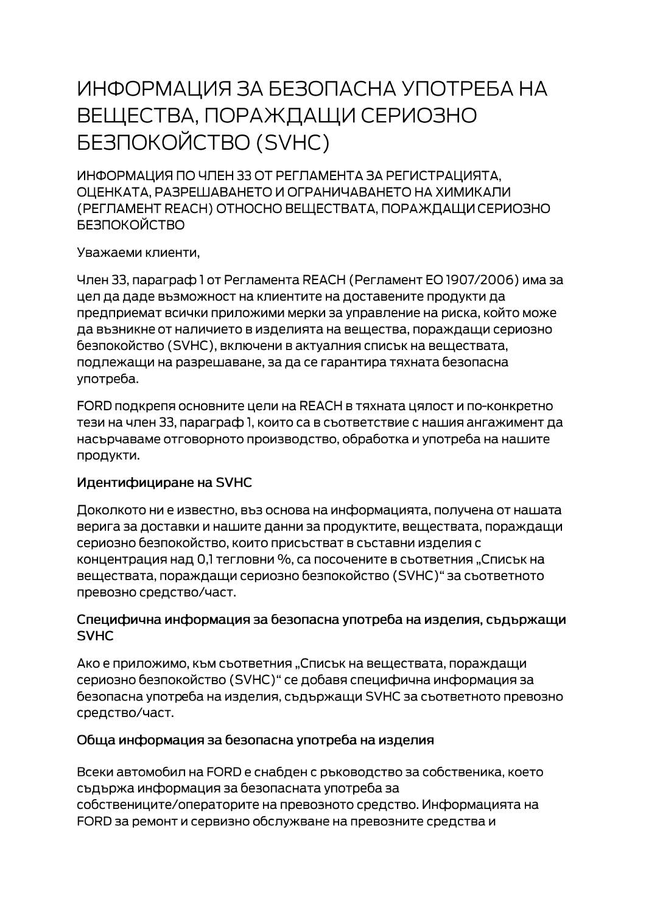# ИНФОРМАЦИЯ ЗА БЕЗОПАСНА УПОТРЕБА НА ВЕЩЕСТВА, ПОРАЖДАЩИ СЕРИОЗНО БЕЗПОКОЙСТВО (SVHC)

ИНФОРМАЦИЯ ПО ЧЛЕН 33 ОТ РЕГЛАМЕНТА ЗА РЕГИСТРАЦИЯТА, ОЦЕНКАТА, РАЗРЕШАВАНЕТО И ОГРАНИЧАВАНЕТО НА ХИМИКАЛИ (РЕГЛАМЕНТ REACH) ОТНОСНО ВЕЩЕСТВАТА, ПОРАЖДАЩИ СЕРИОЗНО БЕЗПОКОЙСТВО

Уважаеми клиенти,

Член 33, параграф 1 от Регламента REACH (Регламент ЕО 1907/2006) има за цел да даде възможност на клиентите на доставените продукти да предприемат всички приложими мерки за управление на риска, който може да възникне от наличието в изделията на вещества, пораждащи сериозно безпокойство (SVHC), включени в актуалния списък на веществата, подлежащи на разрешаване, за да се гарантира тяхната безопасна употреба.

FORD подкрепя основните цели на REACH в тяхната цялост и по-конкретно тези на член 33, параграф 1, които са в съответствие с нашия ангажимент да насърчаваме отговорното производство, обработка и употреба на нашите продукти.

## Идентифициране на SVHC

Доколкото ни е известно, въз основа на информацията, получена от нашата верига за доставки и нашите данни за продуктите, веществата, пораждащи сериозно безпокойство, които присъстват в съставни изделия с концентрация над 0,1 тегловни %, са посочените в съответния „Списък на веществата, пораждащи сериозно безпокойство (SVHC)" за съответното превозно средство/част.

## Специфична информация за безопасна употреба на изделия, съдържащи SVHC

Ако е приложимо, към съответния „Списък на веществата, пораждащи сериозно безпокойство (SVHC)" се добавя специфична информация за безопасна употреба на изделия, съдържащи SVHC за съответното превозно средство/част.

## Обща информация за безопасна употреба на изделия

Всеки автомобил на FORD е снабден с ръководство за собственика, което съдържа информация за безопасната употреба за собствениците/операторите на превозното средство. Информацията на FORD за ремонт и сервизно обслужване на превозните средства и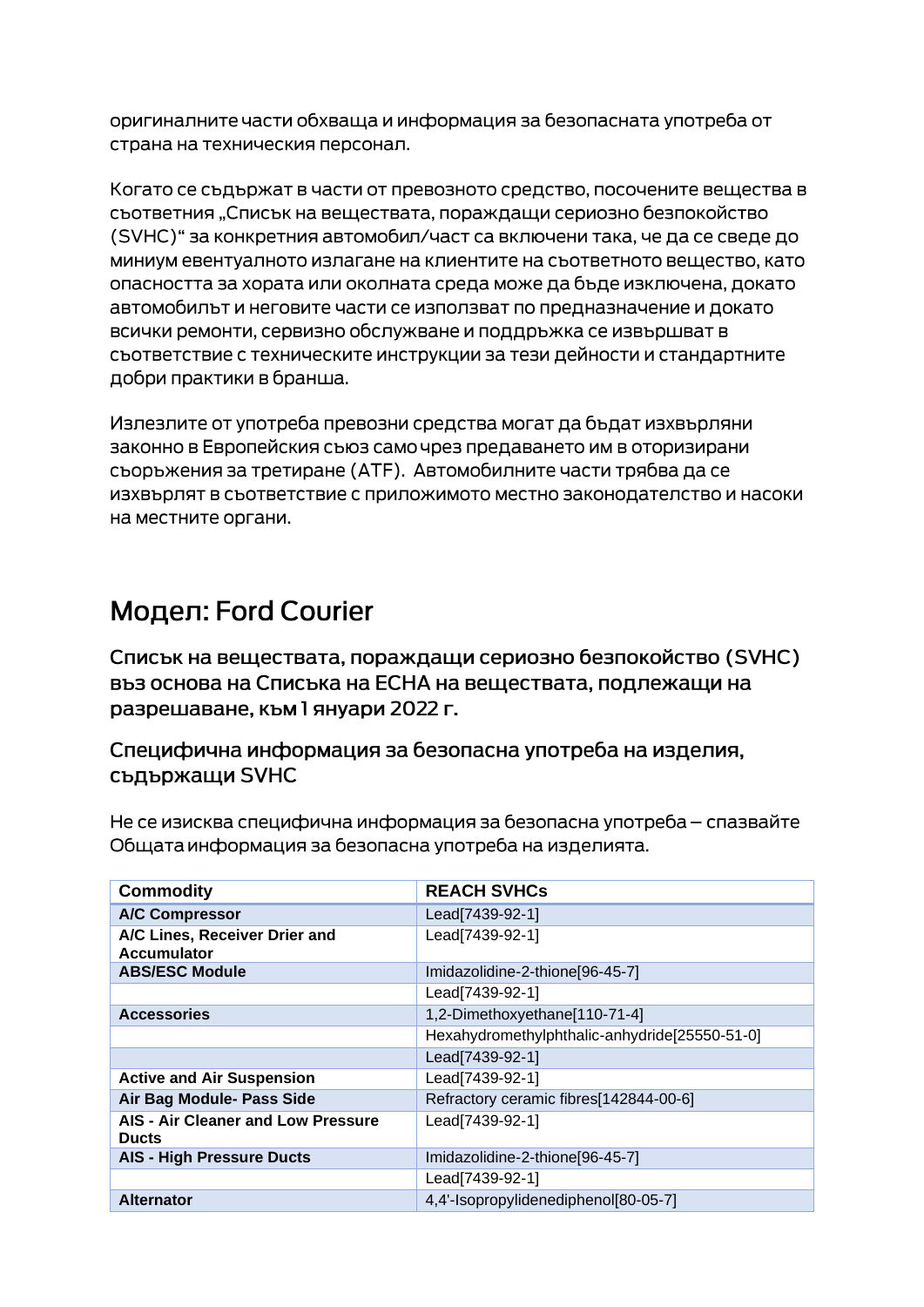оригиналните части обхваща и информация за безопасната употреба от страна на техническия персонал.

Когато се съдържат в части от превозното средство, посочените вещества в съответния „Списък на веществата, пораждащи сериозно безпокойство (SVHC)" за конкретния автомобил/част са включени така, че да се сведе до миниум евентуалното излагане на клиентите на съответното вещество, като опасността за хората или околната среда може да бъде изключена, докато автомобилът и неговите части се използват по предназначение и докато всички ремонти, сервизно обслужване и поддръжка се извършват в съответствие с техническите инструкции за тези дейности и стандартните добри практики в бранша.

Излезлите от употреба превозни средства могат да бъдат изхвърляни законно в Европейския съюз само чрез предаването им в оторизирани съоръжения за третиране (ATF). Автомобилните части трябва да се изхвърлят в съответствие с приложимото местно законодателство и насоки на местните органи.

# Модел: Ford Courier

## Списък на веществата, пораждащи сериозно безпокойство (SVHC) въз основа на Списъка на ECHA на веществата, подлежащи на разрешаване, към 1 януари 2022 г.

### Специфична информация за безопасна употреба на изделия, съдържащи SVHC

Не се изисква специфична информация за безопасна употреба – спазвайте Общата информация за безопасна употреба на изделията.

| Commodity | REACH SVHCs |
|---|---|
| **A/C Compressor** | Lead[7439-92-1] |
| **A/C Lines, Receiver Drier and Accumulator** | Lead[7439-92-1] |
| **ABS/ESC Module** | Imidazolidine-2-thione[96-45-7] |
| | Lead[7439-92-1] |
| **Accessories** | 1,2-Dimethoxyethane[110-71-4] |
| | Hexahydromethylphthalic-anhydride[25550-51-0] |
| | Lead[7439-92-1] |
| **Active and Air Suspension** | Lead[7439-92-1] |
| **Air Bag Module- Pass Side** | Refractory ceramic fibres[142844-00-6] |
| **AIS - Air Cleaner and Low Pressure Ducts** | Lead[7439-92-1] |
| **AIS - High Pressure Ducts** | Imidazolidine-2-thione[96-45-7] |
| | Lead[7439-92-1] |
| **Alternator** | 4,4'-Isopropylidenediphenol[80-05-7] |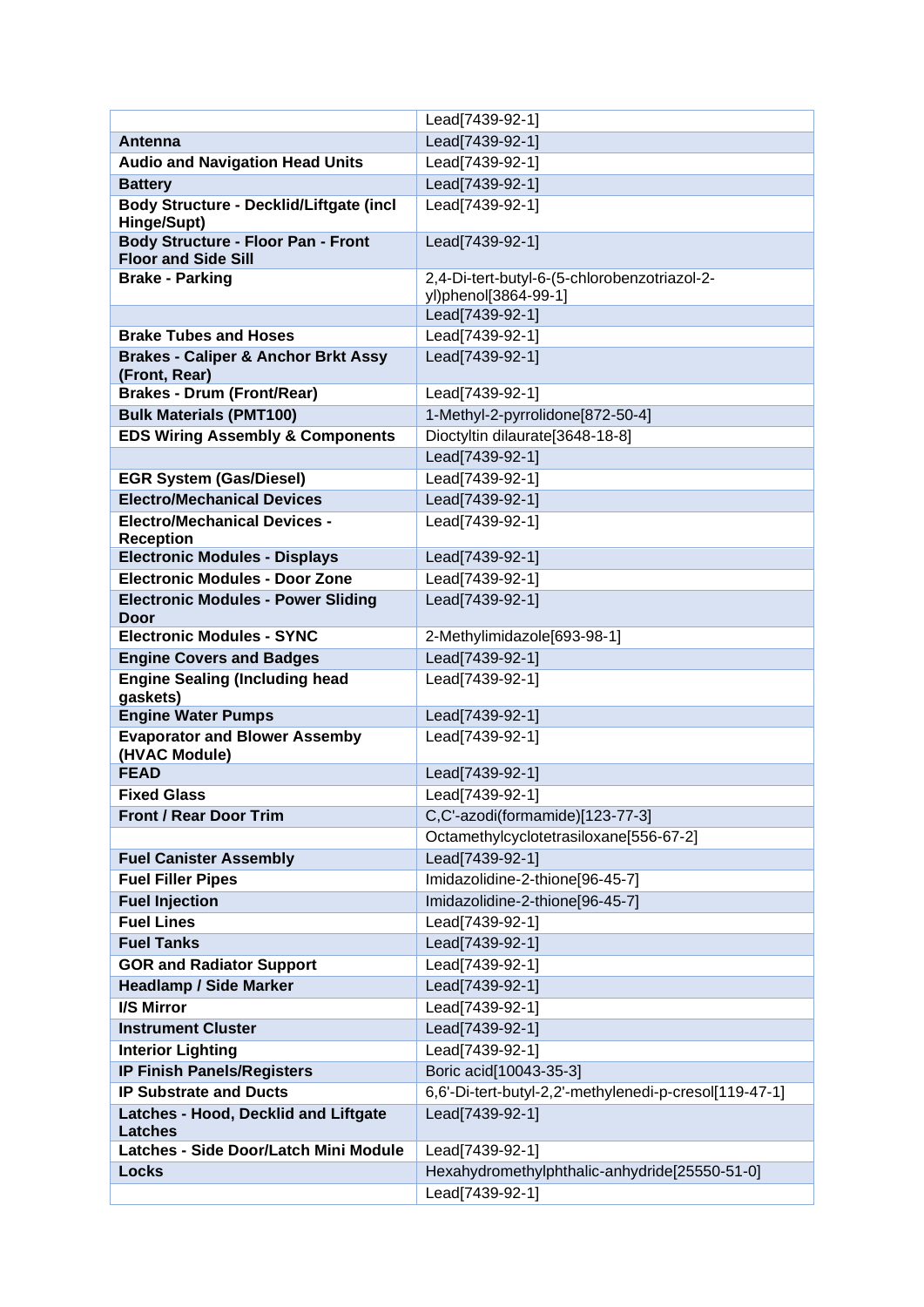| | |
|---|---|
| | Lead[7439-92-1] |
| **Antenna** | Lead[7439-92-1] |
| **Audio and Navigation Head Units** | Lead[7439-92-1] |
| **Battery** | Lead[7439-92-1] |
| **Body Structure - Decklid/Liftgate (incl Hinge/Supt)** | Lead[7439-92-1] |
| **Body Structure - Floor Pan - Front Floor and Side Sill** | Lead[7439-92-1] |
| **Brake - Parking** | 2,4-Di-tert-butyl-6-(5-chlorobenzotriazol-2-yl)phenol[3864-99-1] |
| | Lead[7439-92-1] |
| **Brake Tubes and Hoses** | Lead[7439-92-1] |
| **Brakes - Caliper & Anchor Brkt Assy (Front, Rear)** | Lead[7439-92-1] |
| **Brakes - Drum (Front/Rear)** | Lead[7439-92-1] |
| **Bulk Materials (PMT100)** | 1-Methyl-2-pyrrolidone[872-50-4] |
| **EDS Wiring Assembly & Components** | Dioctyltin dilaurate[3648-18-8] |
| | Lead[7439-92-1] |
| **EGR System (Gas/Diesel)** | Lead[7439-92-1] |
| **Electro/Mechanical Devices** | Lead[7439-92-1] |
| **Electro/Mechanical Devices - Reception** | Lead[7439-92-1] |
| **Electronic Modules - Displays** | Lead[7439-92-1] |
| **Electronic Modules - Door Zone** | Lead[7439-92-1] |
| **Electronic Modules - Power Sliding Door** | Lead[7439-92-1] |
| **Electronic Modules - SYNC** | 2-Methylimidazole[693-98-1] |
| **Engine Covers and Badges** | Lead[7439-92-1] |
| **Engine Sealing (Including head gaskets)** | Lead[7439-92-1] |
| **Engine Water Pumps** | Lead[7439-92-1] |
| **Evaporator and Blower Assemby (HVAC Module)** | Lead[7439-92-1] |
| **FEAD** | Lead[7439-92-1] |
| **Fixed Glass** | Lead[7439-92-1] |
| **Front / Rear Door Trim** | C,C'-azodi(formamide)[123-77-3] |
| | Octamethylcyclotetrasiloxane[556-67-2] |
| **Fuel Canister Assembly** | Lead[7439-92-1] |
| **Fuel Filler Pipes** | Imidazolidine-2-thione[96-45-7] |
| **Fuel Injection** | Imidazolidine-2-thione[96-45-7] |
| **Fuel Lines** | Lead[7439-92-1] |
| **Fuel Tanks** | Lead[7439-92-1] |
| **GOR and Radiator Support** | Lead[7439-92-1] |
| **Headlamp / Side Marker** | Lead[7439-92-1] |
| **I/S Mirror** | Lead[7439-92-1] |
| **Instrument Cluster** | Lead[7439-92-1] |
| **Interior Lighting** | Lead[7439-92-1] |
| **IP Finish Panels/Registers** | Boric acid[10043-35-3] |
| **IP Substrate and Ducts** | 6,6'-Di-tert-butyl-2,2'-methylenedi-p-cresol[119-47-1] |
| **Latches - Hood, Decklid and Liftgate Latches** | Lead[7439-92-1] |
| **Latches - Side Door/Latch Mini Module** | Lead[7439-92-1] |
| **Locks** | Hexahydromethylphthalic-anhydride[25550-51-0] |
| | Lead[7439-92-1] |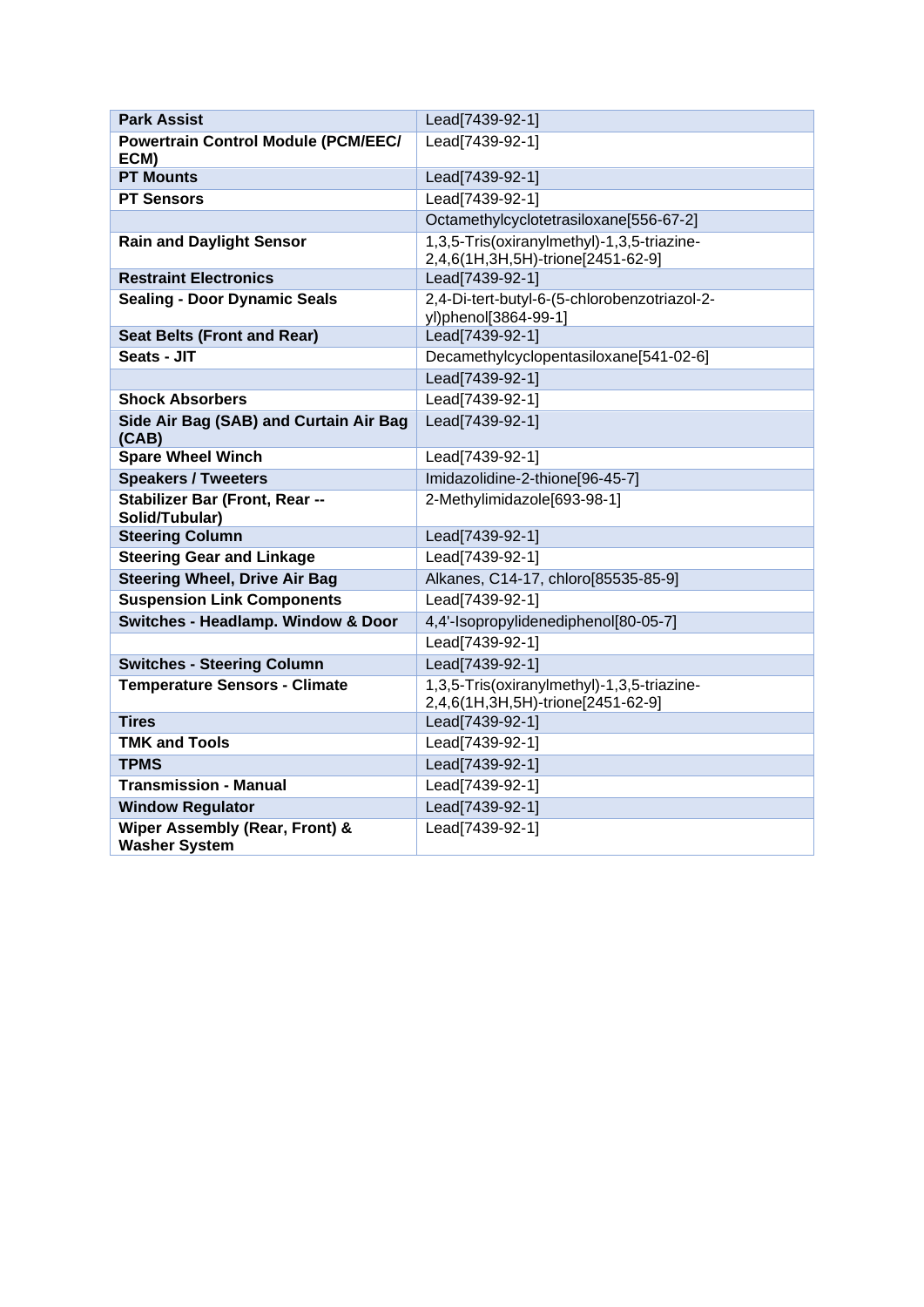| | |
|---|---|
| **Park Assist** | Lead[7439-92-1] |
| **Powertrain Control Module (PCM/EEC/ ECM)** | Lead[7439-92-1] |
| **PT Mounts** | Lead[7439-92-1] |
| **PT Sensors** | Lead[7439-92-1] |
| | Octamethylcyclotetrasiloxane[556-67-2] |
| **Rain and Daylight Sensor** | 1,3,5-Tris(oxiranylmethyl)-1,3,5-triazine-2,4,6(1H,3H,5H)-trione[2451-62-9] |
| **Restraint Electronics** | Lead[7439-92-1] |
| **Sealing - Door Dynamic Seals** | 2,4-Di-tert-butyl-6-(5-chlorobenzotriazol-2-yl)phenol[3864-99-1] |
| **Seat Belts (Front and Rear)** | Lead[7439-92-1] |
| **Seats - JIT** | Decamethylcyclopentasiloxane[541-02-6] |
| | Lead[7439-92-1] |
| **Shock Absorbers** | Lead[7439-92-1] |
| **Side Air Bag (SAB) and Curtain Air Bag (CAB)** | Lead[7439-92-1] |
| **Spare Wheel Winch** | Lead[7439-92-1] |
| **Speakers / Tweeters** | Imidazolidine-2-thione[96-45-7] |
| **Stabilizer Bar (Front, Rear -- Solid/Tubular)** | 2-Methylimidazole[693-98-1] |
| **Steering Column** | Lead[7439-92-1] |
| **Steering Gear and Linkage** | Lead[7439-92-1] |
| **Steering Wheel, Drive Air Bag** | Alkanes, C14-17, chloro[85535-85-9] |
| **Suspension Link Components** | Lead[7439-92-1] |
| **Switches - Headlamp. Window & Door** | 4,4'-Isopropylidenediphenol[80-05-7] |
| | Lead[7439-92-1] |
| **Switches - Steering Column** | Lead[7439-92-1] |
| **Temperature Sensors - Climate** | 1,3,5-Tris(oxiranylmethyl)-1,3,5-triazine-2,4,6(1H,3H,5H)-trione[2451-62-9] |
| **Tires** | Lead[7439-92-1] |
| **TMK and Tools** | Lead[7439-92-1] |
| **TPMS** | Lead[7439-92-1] |
| **Transmission - Manual** | Lead[7439-92-1] |
| **Window Regulator** | Lead[7439-92-1] |
| **Wiper Assembly (Rear, Front) & Washer System** | Lead[7439-92-1] |